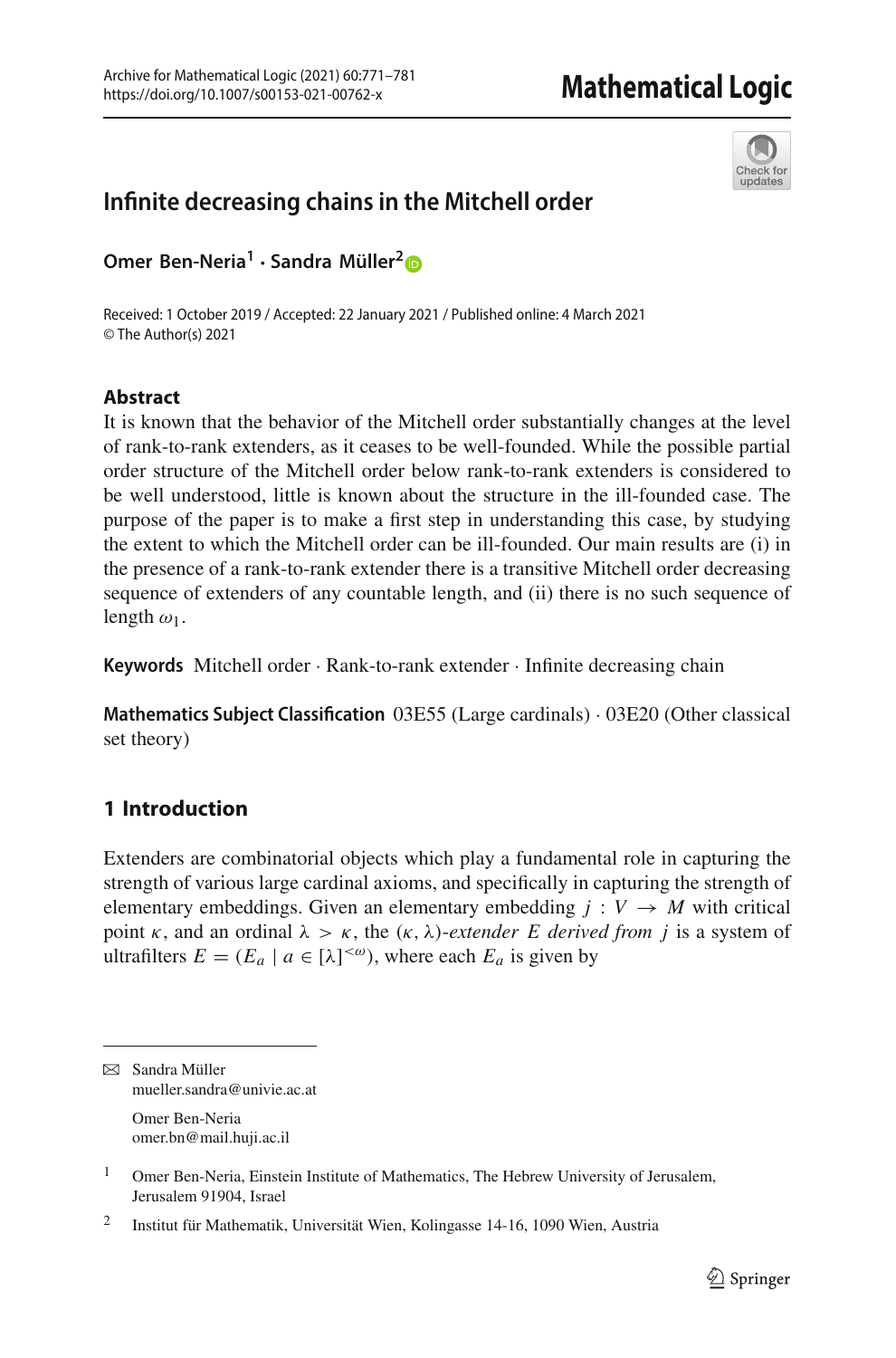# Infinite decreasing chains in the Mitchell order

**Omer Ben-Neria[1] · Sandra Müller[2]**

Received: 1 October 2019 / Accepted: 22 January 2021 / Published online: 4 March 2021
© The Author(s) 2021

## Abstract

It is known that the behavior of the Mitchell order substantially changes at the level of rank-to-rank extenders, as it ceases to be well-founded. While the possible partial order structure of the Mitchell order below rank-to-rank extenders is considered to be well understood, little is known about the structure in the ill-founded case. The purpose of the paper is to make a first step in understanding this case, by studying the extent to which the Mitchell order can be ill-founded. Our main results are (i) in the presence of a rank-to-rank extender there is a transitive Mitchell order decreasing sequence of extenders of any countable length, and (ii) there is no such sequence of length $\omega_1$.

**Keywords** Mitchell order · Rank-to-rank extender · Infinite decreasing chain

**Mathematics Subject Classification** 03E55 (Large cardinals) · 03E20 (Other classical set theory)

## 1 Introduction

Extenders are combinatorial objects which play a fundamental role in capturing the strength of various large cardinal axioms, and specifically in capturing the strength of elementary embeddings. Given an elementary embedding $j : V \to M$ with critical point $\kappa$, and an ordinal $\lambda > \kappa$, the $(\kappa, \lambda)$-*extender* $E$ *derived from* $j$ is a system of ultrafilters $E = (E_a \mid a \in [\lambda]^{<\omega})$, where each $E_a$ is given by

---

✉ Sandra Müller
mueller.sandra@univie.ac.at

Omer Ben-Neria
omer.bn@mail.huji.ac.il

[1] Omer Ben-Neria, Einstein Institute of Mathematics, The Hebrew University of Jerusalem, Jerusalem 91904, Israel

[2] Institut für Mathematik, Universität Wien, Kolingasse 14-16, 1090 Wien, Austria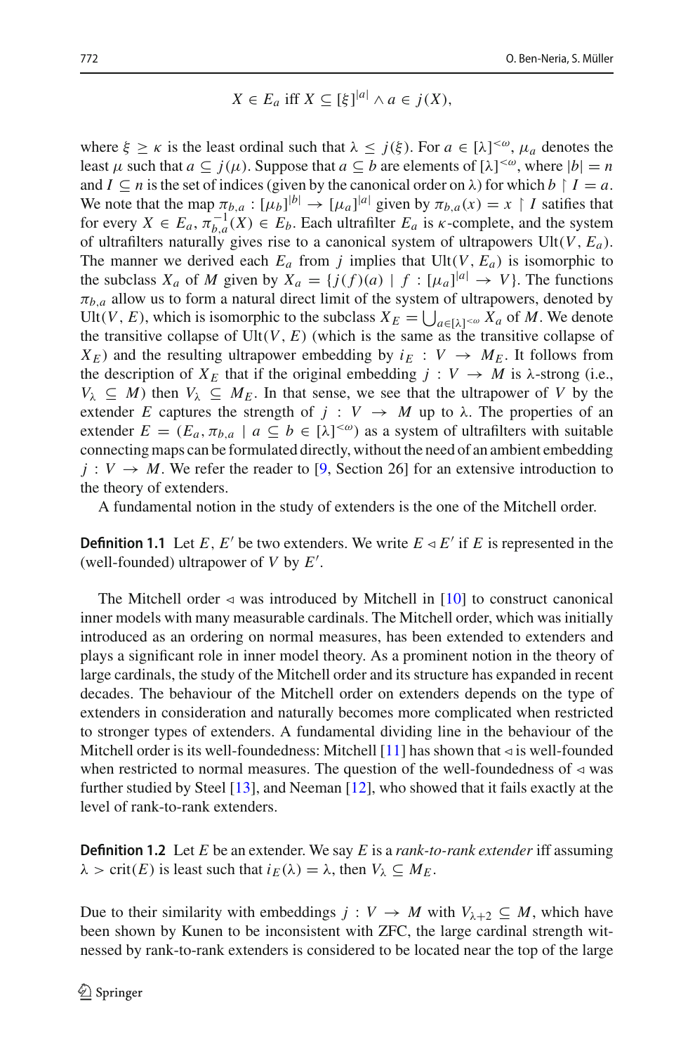$$X \in E_a \text{ iff } X \subseteq [\xi]^{|a|} \wedge a \in j(X),$$

where $\xi \geq \kappa$ is the least ordinal such that $\lambda \leq j(\xi)$. For $a \in [\lambda]^{<\omega}$, $\mu_a$ denotes the least $\mu$ such that $a \subseteq j(\mu)$. Suppose that $a \subseteq b$ are elements of $[\lambda]^{<\omega}$, where $|b| = n$ and $I \subseteq n$ is the set of indices (given by the canonical order on $\lambda$) for which $b \upharpoonright I = a$. We note that the map $\pi_{b,a} : [\mu_b]^{|b|} \to [\mu_a]^{|a|}$ given by $\pi_{b,a}(x) = x \upharpoonright I$ satifies that for every $X \in E_a$, $\pi_{b,a}^{-1}(X) \in E_b$. Each ultrafilter $E_a$ is $\kappa$-complete, and the system of ultrafilters naturally gives rise to a canonical system of ultrapowers $\mathrm{Ult}(V, E_a)$. The manner we derived each $E_a$ from $j$ implies that $\mathrm{Ult}(V, E_a)$ is isomorphic to the subclass $X_a$ of $M$ given by $X_a = \{j(f)(a) \mid f : [\mu_a]^{|a|} \to V\}$. The functions $\pi_{b,a}$ allow us to form a natural direct limit of the system of ultrapowers, denoted by $\mathrm{Ult}(V, E)$, which is isomorphic to the subclass $X_E = \bigcup_{a \in [\lambda]^{<\omega}} X_a$ of $M$. We denote the transitive collapse of $\mathrm{Ult}(V, E)$ (which is the same as the transitive collapse of $X_E$) and the resulting ultrapower embedding by $i_E : V \to M_E$. It follows from the description of $X_E$ that if the original embedding $j : V \to M$ is $\lambda$-strong (i.e., $V_\lambda \subseteq M$) then $V_\lambda \subseteq M_E$. In that sense, we see that the ultrapower of $V$ by the extender $E$ captures the strength of $j : V \to M$ up to $\lambda$. The properties of an extender $E = (E_a, \pi_{b,a} \mid a \subseteq b \in [\lambda]^{<\omega})$ as a system of ultrafilters with suitable connecting maps can be formulated directly, without the need of an ambient embedding $j : V \to M$. We refer the reader to [9, Section 26] for an extensive introduction to the theory of extenders.

A fundamental notion in the study of extenders is the one of the Mitchell order.

**Definition 1.1** Let $E, E'$ be two extenders. We write $E \lhd E'$ if $E$ is represented in the (well-founded) ultrapower of $V$ by $E'$.

The Mitchell order $\lhd$ was introduced by Mitchell in [10] to construct canonical inner models with many measurable cardinals. The Mitchell order, which was initially introduced as an ordering on normal measures, has been extended to extenders and plays a significant role in inner model theory. As a prominent notion in the theory of large cardinals, the study of the Mitchell order and its structure has expanded in recent decades. The behaviour of the Mitchell order on extenders depends on the type of extenders in consideration and naturally becomes more complicated when restricted to stronger types of extenders. A fundamental dividing line in the behaviour of the Mitchell order is its well-foundedness: Mitchell [11] has shown that $\lhd$ is well-founded when restricted to normal measures. The question of the well-foundedness of $\lhd$ was further studied by Steel [13], and Neeman [12], who showed that it fails exactly at the level of rank-to-rank extenders.

**Definition 1.2** Let $E$ be an extender. We say $E$ is a *rank-to-rank extender* iff assuming $\lambda > \mathrm{crit}(E)$ is least such that $i_E(\lambda) = \lambda$, then $V_\lambda \subseteq M_E$.

Due to their similarity with embeddings $j : V \to M$ with $V_{\lambda+2} \subseteq M$, which have been shown by Kunen to be inconsistent with ZFC, the large cardinal strength witnessed by rank-to-rank extenders is considered to be located near the top of the large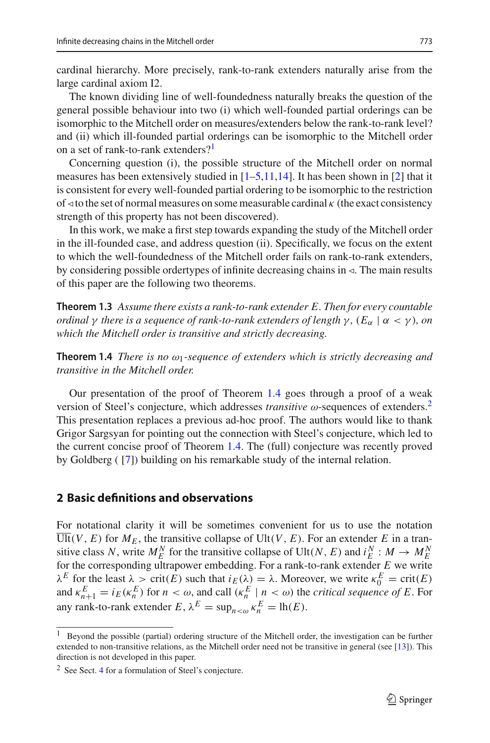cardinal hierarchy. More precisely, rank-to-rank extenders naturally arise from the large cardinal axiom I2.

The known dividing line of well-foundedness naturally breaks the question of the general possible behaviour into two (i) which well-founded partial orderings can be isomorphic to the Mitchell order on measures/extenders below the rank-to-rank level? and (ii) which ill-founded partial orderings can be isomorphic to the Mitchell order on a set of rank-to-rank extenders?[1]

Concerning question (i), the possible structure of the Mitchell order on normal measures has been extensively studied in [1–5,11,14]. It has been shown in [2] that it is consistent for every well-founded partial ordering to be isomorphic to the restriction of $\triangleleft$ to the set of normal measures on some measurable cardinal $\kappa$ (the exact consistency strength of this property has not been discovered).

In this work, we make a first step towards expanding the study of the Mitchell order in the ill-founded case, and address question (ii). Specifically, we focus on the extent to which the well-foundedness of the Mitchell order fails on rank-to-rank extenders, by considering possible ordertypes of infinite decreasing chains in $\triangleleft$. The main results of this paper are the following two theorems.

**Theorem 1.3** *Assume there exists a rank-to-rank extender $E$. Then for every countable ordinal $\gamma$ there is a sequence of rank-to-rank extenders of length $\gamma$, $(E_\alpha \mid \alpha < \gamma)$, on which the Mitchell order is transitive and strictly decreasing.*

**Theorem 1.4** *There is no $\omega_1$-sequence of extenders which is strictly decreasing and transitive in the Mitchell order.*

Our presentation of the proof of Theorem 1.4 goes through a proof of a weak version of Steel's conjecture, which addresses *transitive* $\omega$-sequences of extenders.[2] This presentation replaces a previous ad-hoc proof. The authors would like to thank Grigor Sargsyan for pointing out the connection with Steel's conjecture, which led to the current concise proof of Theorem 1.4. The (full) conjecture was recently proved by Goldberg ( [7]) building on his remarkable study of the internal relation.

## 2 Basic definitions and observations

For notational clarity it will be sometimes convenient for us to use the notation $\overline{\text{Ult}}(V, E)$ for $M_E$, the transitive collapse of $\text{Ult}(V, E)$. For an extender $E$ in a transitive class $N$, write $M^N_E$ for the transitive collapse of $\text{Ult}(N, E)$ and $i^N_E : M \to M^N_E$ for the corresponding ultrapower embedding. For a rank-to-rank extender $E$ we write $\lambda^E$ for the least $\lambda > \text{crit}(E)$ such that $i_E(\lambda) = \lambda$. Moreover, we write $\kappa^E_0 = \text{crit}(E)$ and $\kappa^E_{n+1} = i_E(\kappa^E_n)$ for $n < \omega$, and call $(\kappa^E_n \mid n < \omega)$ the *critical sequence of* $E$. For any rank-to-rank extender $E$, $\lambda^E = \sup_{n<\omega} \kappa^E_n = \text{lh}(E)$.

---

[1] Beyond the possible (partial) ordering structure of the Mitchell order, the investigation can be further extended to non-transitive relations, as the Mitchell order need not be transitive in general (see [13]). This direction is not developed in this paper.

[2] See Sect. 4 for a formulation of Steel's conjecture.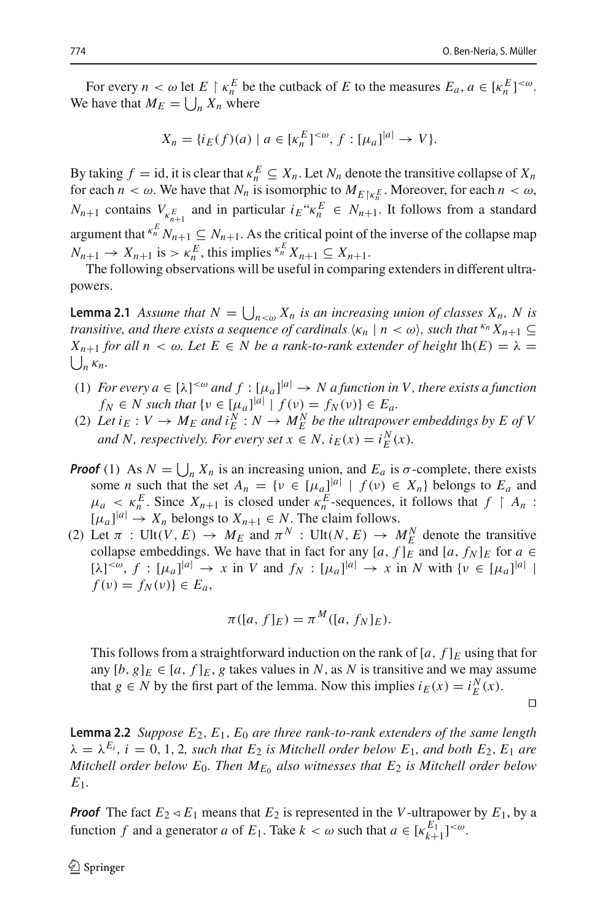For every $n < \omega$ let $E \restriction \kappa_n^E$ be the cutback of $E$ to the measures $E_a$, $a \in [\kappa_n^E]^{<\omega}$. We have that $M_E = \bigcup_n X_n$ where

$$X_n = \{i_E(f)(a) \mid a \in [\kappa_n^E]^{<\omega},\ f : [\mu_a]^{|a|} \to V\}.$$

By taking $f = \text{id}$, it is clear that $\kappa_n^E \subseteq X_n$. Let $N_n$ denote the transitive collapse of $X_n$ for each $n < \omega$. We have that $N_n$ is isomorphic to $M_{E \restriction \kappa_n^E}$. Moreover, for each $n < \omega$, $N_{n+1}$ contains $V_{\kappa_{n+1}^E}$ and in particular $i_E``\kappa_n^E \in N_{n+1}$. It follows from a standard argument that ${}^{\kappa_n^E} N_{n+1} \subseteq N_{n+1}$. As the critical point of the inverse of the collapse map $N_{n+1} \to X_{n+1}$ is $> \kappa_n^E$, this implies ${}^{\kappa_n^E} X_{n+1} \subseteq X_{n+1}$.

The following observations will be useful in comparing extenders in different ultrapowers.

**Lemma 2.1** *Assume that $N = \bigcup_{n<\omega} X_n$ is an increasing union of classes $X_n$, $N$ is transitive, and there exists a sequence of cardinals $\langle \kappa_n \mid n < \omega \rangle$, such that ${}^{\kappa_n} X_{n+1} \subseteq X_{n+1}$ for all $n < \omega$. Let $E \in N$ be a rank-to-rank extender of height $\text{lh}(E) = \lambda = \bigcup_n \kappa_n$.*

1. *For every $a \in [\lambda]^{<\omega}$ and $f : [\mu_a]^{|a|} \to N$ a function in $V$, there exists a function $f_N \in N$ such that $\{\nu \in [\mu_a]^{|a|} \mid f(\nu) = f_N(\nu)\} \in E_a$.*
2. *Let $i_E : V \to M_E$ and $i_E^N : N \to M_E^N$ be the ultrapower embeddings by $E$ of $V$ and $N$, respectively. For every set $x \in N$, $i_E(x) = i_E^N(x)$.*

***Proof*** (1) As $N = \bigcup_n X_n$ is an increasing union, and $E_a$ is $\sigma$-complete, there exists some $n$ such that the set $A_n = \{\nu \in [\mu_a]^{|a|} \mid f(\nu) \in X_n\}$ belongs to $E_a$ and $\mu_a < \kappa_n^E$. Since $X_{n+1}$ is closed under $\kappa_n^E$-sequences, it follows that $f \restriction A_n : [\mu_a]^{|a|} \to X_n$ belongs to $X_{n+1} \in N$. The claim follows.

(2) Let $\pi : \text{Ult}(V, E) \to M_E$ and $\pi^N : \text{Ult}(N, E) \to M_E^N$ denote the transitive collapse embeddings. We have that in fact for any $[a, f]_E$ and $[a, f_N]_E$ for $a \in [\lambda]^{<\omega}$, $f : [\mu_a]^{|a|} \to x$ in $V$ and $f_N : [\mu_a]^{|a|} \to x$ in $N$ with $\{\nu \in [\mu_a]^{|a|} \mid f(\nu) = f_N(\nu)\} \in E_a$,

$$\pi([a, f]_E) = \pi^M([a, f_N]_E).$$

This follows from a straightforward induction on the rank of $[a, f]_E$ using that for any $[b, g]_E \in [a, f]_E$, $g$ takes values in $N$, as $N$ is transitive and we may assume that $g \in N$ by the first part of the lemma. Now this implies $i_E(x) = i_E^N(x)$. $\square$

**Lemma 2.2** *Suppose $E_2, E_1, E_0$ are three rank-to-rank extenders of the same length $\lambda = \lambda^{E_i}$, $i = 0, 1, 2$, such that $E_2$ is Mitchell order below $E_1$, and both $E_2, E_1$ are Mitchell order below $E_0$. Then $M_{E_0}$ also witnesses that $E_2$ is Mitchell order below $E_1$.*

***Proof*** The fact $E_2 \lhd E_1$ means that $E_2$ is represented in the $V$-ultrapower by $E_1$, by a function $f$ and a generator $a$ of $E_1$. Take $k < \omega$ such that $a \in [\kappa_{k+1}^{E_1}]^{<\omega}$.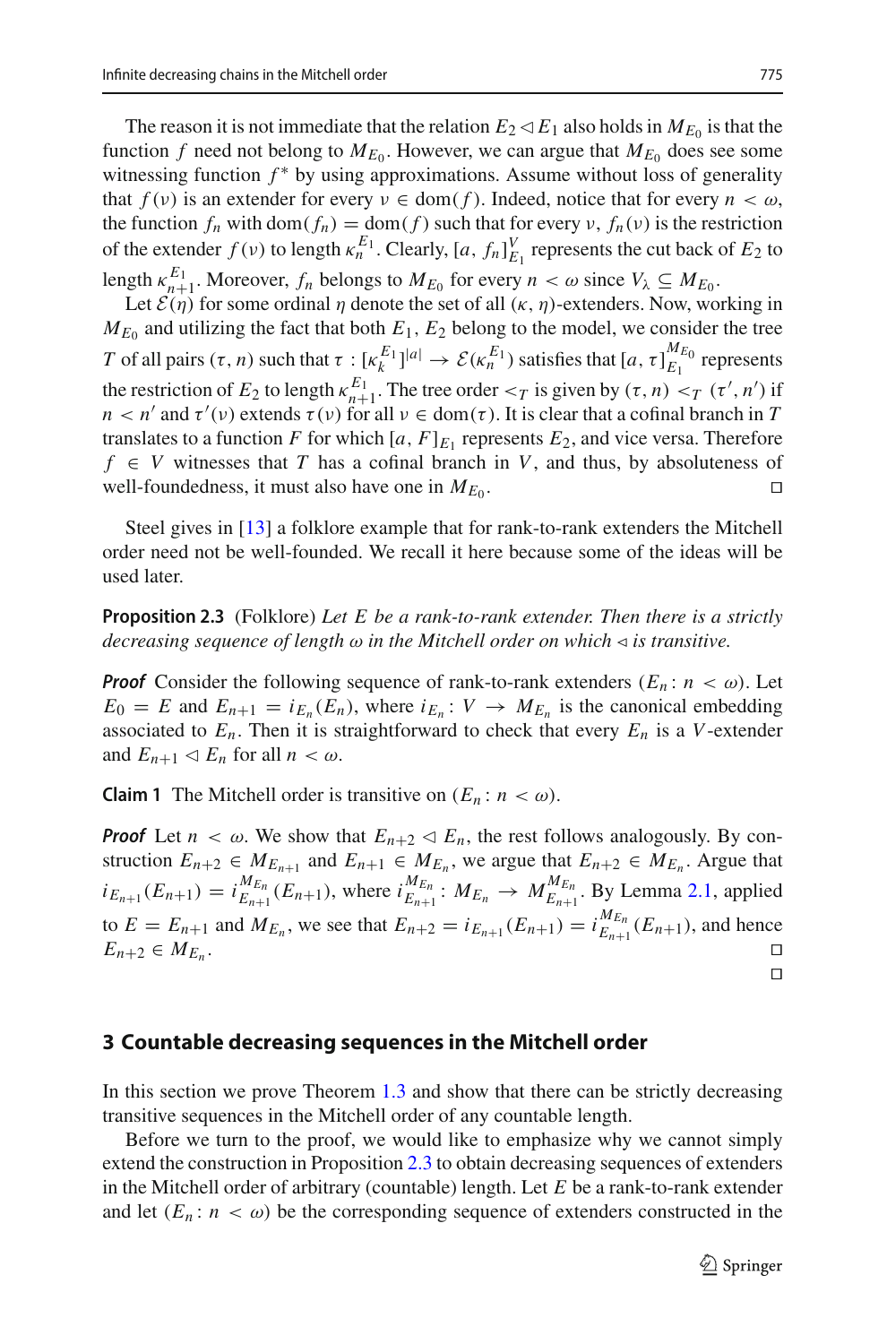The reason it is not immediate that the relation $E_2 \lhd E_1$ also holds in $M_{E_0}$ is that the function $f$ need not belong to $M_{E_0}$. However, we can argue that $M_{E_0}$ does see some witnessing function $f^*$ by using approximations. Assume without loss of generality that $f(\nu)$ is an extender for every $\nu \in \mathrm{dom}(f)$. Indeed, notice that for every $n < \omega$, the function $f_n$ with $\mathrm{dom}(f_n) = \mathrm{dom}(f)$ such that for every $\nu$, $f_n(\nu)$ is the restriction of the extender $f(\nu)$ to length $\kappa_n^{E_1}$. Clearly, $[a, f_n]_{E_1}^V$ represents the cut back of $E_2$ to length $\kappa_{n+1}^{E_1}$. Moreover, $f_n$ belongs to $M_{E_0}$ for every $n < \omega$ since $V_\lambda \subseteq M_{E_0}$.

Let $\mathcal{E}(\eta)$ for some ordinal $\eta$ denote the set of all $(\kappa, \eta)$-extenders. Now, working in $M_{E_0}$ and utilizing the fact that both $E_1, E_2$ belong to the model, we consider the tree $T$ of all pairs $(\tau, n)$ such that $\tau : [\kappa_k^{E_1}]^{|a|} \to \mathcal{E}(\kappa_n^{E_1})$ satisfies that $[a, \tau]_{E_1}^{M_{E_0}}$ represents the restriction of $E_2$ to length $\kappa_{n+1}^{E_1}$. The tree order $<_T$ is given by $(\tau, n) <_T (\tau', n')$ if $n < n'$ and $\tau'(\nu)$ extends $\tau(\nu)$ for all $\nu \in \mathrm{dom}(\tau)$. It is clear that a cofinal branch in $T$ translates to a function $F$ for which $[a, F]_{E_1}$ represents $E_2$, and vice versa. Therefore $f \in V$ witnesses that $T$ has a cofinal branch in $V$, and thus, by absoluteness of well-foundedness, it must also have one in $M_{E_0}$. □

Steel gives in [13] a folklore example that for rank-to-rank extenders the Mitchell order need not be well-founded. We recall it here because some of the ideas will be used later.

**Proposition 2.3** (Folklore) *Let $E$ be a rank-to-rank extender. Then there is a strictly decreasing sequence of length $\omega$ in the Mitchell order on which $\lhd$ is transitive.*

***Proof*** Consider the following sequence of rank-to-rank extenders $(E_n : n < \omega)$. Let $E_0 = E$ and $E_{n+1} = i_{E_n}(E_n)$, where $i_{E_n} : V \to M_{E_n}$ is the canonical embedding associated to $E_n$. Then it is straightforward to check that every $E_n$ is a $V$-extender and $E_{n+1} \lhd E_n$ for all $n < \omega$.

**Claim 1** The Mitchell order is transitive on $(E_n : n < \omega)$.

***Proof*** Let $n < \omega$. We show that $E_{n+2} \lhd E_n$, the rest follows analogously. By construction $E_{n+2} \in M_{E_{n+1}}$ and $E_{n+1} \in M_{E_n}$, we argue that $E_{n+2} \in M_{E_n}$. Argue that $i_{E_{n+1}}(E_{n+1}) = i_{E_{n+1}}^{M_{E_n}}(E_{n+1})$, where $i_{E_{n+1}}^{M_{E_n}} : M_{E_n} \to M_{E_{n+1}}^{M_{E_n}}$. By Lemma 2.1, applied to $E = E_{n+1}$ and $M_{E_n}$, we see that $E_{n+2} = i_{E_{n+1}}(E_{n+1}) = i_{E_{n+1}}^{M_{E_n}}(E_{n+1})$, and hence $E_{n+2} \in M_{E_n}$. □

□

## 3 Countable decreasing sequences in the Mitchell order

In this section we prove Theorem 1.3 and show that there can be strictly decreasing transitive sequences in the Mitchell order of any countable length.

Before we turn to the proof, we would like to emphasize why we cannot simply extend the construction in Proposition 2.3 to obtain decreasing sequences of extenders in the Mitchell order of arbitrary (countable) length. Let $E$ be a rank-to-rank extender and let $(E_n : n < \omega)$ be the corresponding sequence of extenders constructed in the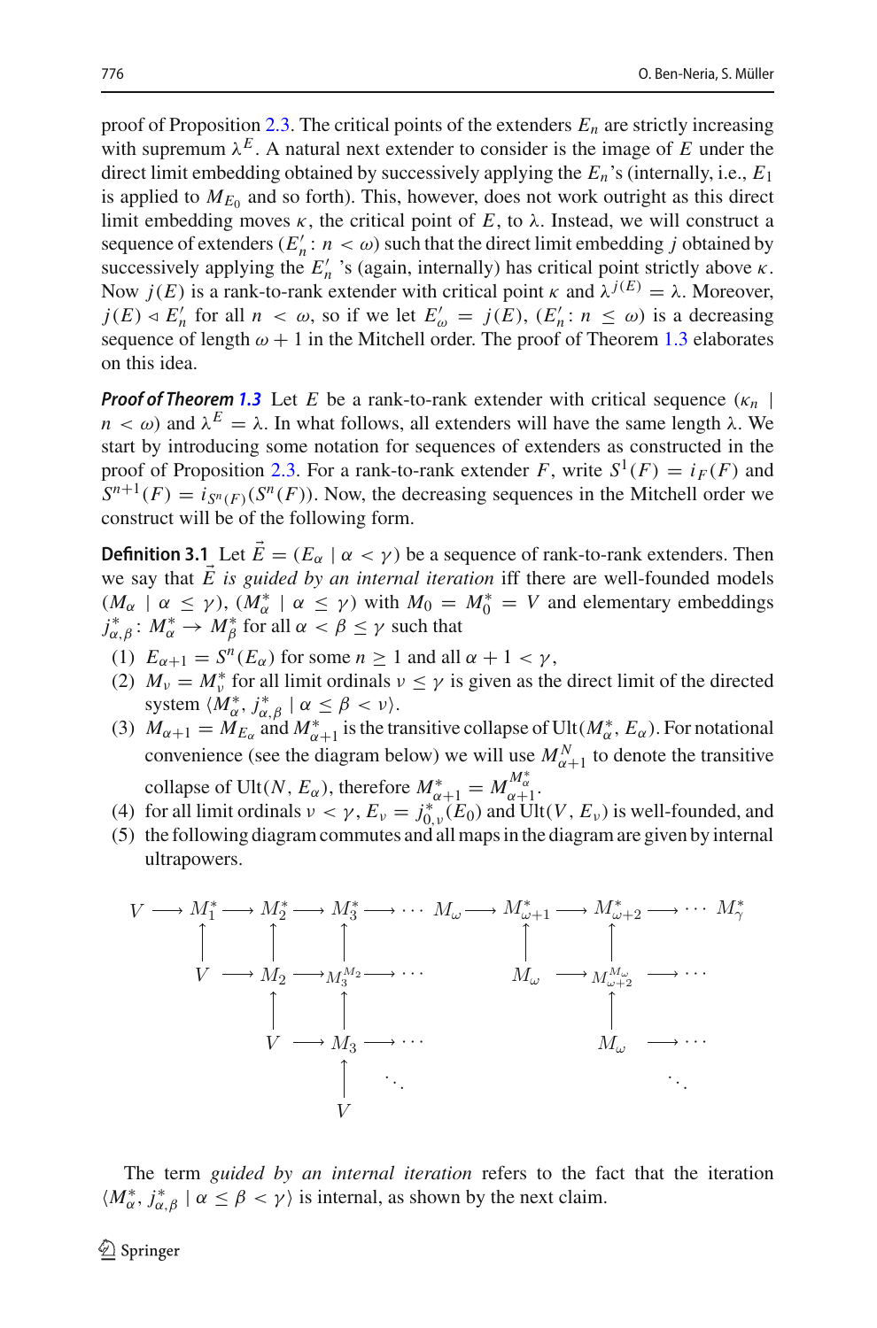proof of Proposition 2.3. The critical points of the extenders $E_n$ are strictly increasing with supremum $\lambda^E$. A natural next extender to consider is the image of $E$ under the direct limit embedding obtained by successively applying the $E_n$'s (internally, i.e., $E_1$ is applied to $M_{E_0}$ and so forth). This, however, does not work outright as this direct limit embedding moves $\kappa$, the critical point of $E$, to $\lambda$. Instead, we will construct a sequence of extenders $(E'_n : n < \omega)$ such that the direct limit embedding $j$ obtained by successively applying the $E'_n$'s (again, internally) has critical point strictly above $\kappa$. Now $j(E)$ is a rank-to-rank extender with critical point $\kappa$ and $\lambda^{j(E)} = \lambda$. Moreover, $j(E) \lhd E'_n$ for all $n < \omega$, so if we let $E'_\omega = j(E)$, $(E'_n : n \leq \omega)$ is a decreasing sequence of length $\omega + 1$ in the Mitchell order. The proof of Theorem 1.3 elaborates on this idea.

***Proof of Theorem 1.3*** Let $E$ be a rank-to-rank extender with critical sequence $(\kappa_n \mid n < \omega)$ and $\lambda^E = \lambda$. In what follows, all extenders will have the same length $\lambda$. We start by introducing some notation for sequences of extenders as constructed in the proof of Proposition 2.3. For a rank-to-rank extender $F$, write $S^1(F) = i_F(F)$ and $S^{n+1}(F) = i_{S^n(F)}(S^n(F))$. Now, the decreasing sequences in the Mitchell order we construct will be of the following form.

**Definition 3.1** Let $\vec{E} = (E_\alpha \mid \alpha < \gamma)$ be a sequence of rank-to-rank extenders. Then we say that $\vec{E}$ *is guided by an internal iteration* iff there are well-founded models $(M_\alpha \mid \alpha \leq \gamma)$, $(M^*_\alpha \mid \alpha \leq \gamma)$ with $M_0 = M^*_0 = V$ and elementary embeddings $j^*_{\alpha,\beta} : M^*_\alpha \to M^*_\beta$ for all $\alpha < \beta \leq \gamma$ such that

1. $E_{\alpha+1} = S^n(E_\alpha)$ for some $n \geq 1$ and all $\alpha + 1 < \gamma$,
2. $M_\nu = M^*_\nu$ for all limit ordinals $\nu \leq \gamma$ is given as the direct limit of the directed system $\langle M^*_\alpha, j^*_{\alpha,\beta} \mid \alpha \leq \beta < \nu\rangle$.
3. $M_{\alpha+1} = M_{E_\alpha}$ and $M^*_{\alpha+1}$ is the transitive collapse of $\mathrm{Ult}(M^*_\alpha, E_\alpha)$. For notational convenience (see the diagram below) we will use $M^N_{\alpha+1}$ to denote the transitive collapse of $\mathrm{Ult}(N, E_\alpha)$, therefore $M^*_{\alpha+1} = M^{M^*_\alpha}_{\alpha+1}$.
4. for all limit ordinals $\nu < \gamma$, $E_\nu = j^*_{0,\nu}(E_0)$ and $\mathrm{Ult}(V, E_\nu)$ is well-founded, and
5. the following diagram commutes and all maps in the diagram are given by internal ultrapowers.

$$
\begin{array}{ccccccccccccccc}
V & \longrightarrow & M^*_1 & \longrightarrow & M^*_2 & \longrightarrow & M^*_3 & \longrightarrow & \cdots & M_\omega & \longrightarrow & M^*_{\omega+1} & \longrightarrow & M^*_{\omega+2} & \longrightarrow \cdots \; M^*_\gamma \\
 & & \uparrow & & \uparrow & & \uparrow & & & & & \uparrow & & \uparrow & \\
 & & V & \longrightarrow & M_2 & \longrightarrow & M_3^{M_2} & \longrightarrow & \cdots & & & M_\omega & \longrightarrow & M^{M_\omega}_{\omega+2} & \longrightarrow \cdots \\
 & & & & \uparrow & & \uparrow & & & & & & & \uparrow & \\
 & & & & V & \longrightarrow & M_3 & \longrightarrow & \cdots & & & & & M_\omega & \longrightarrow \cdots \\
 & & & & & & \uparrow & & \ddots & & & & & & \ddots \\
 & & & & & & V & & & & & & & &
\end{array}
$$

The term *guided by an internal iteration* refers to the fact that the iteration $\langle M^*_\alpha, j^*_{\alpha,\beta} \mid \alpha \leq \beta < \gamma\rangle$ is internal, as shown by the next claim.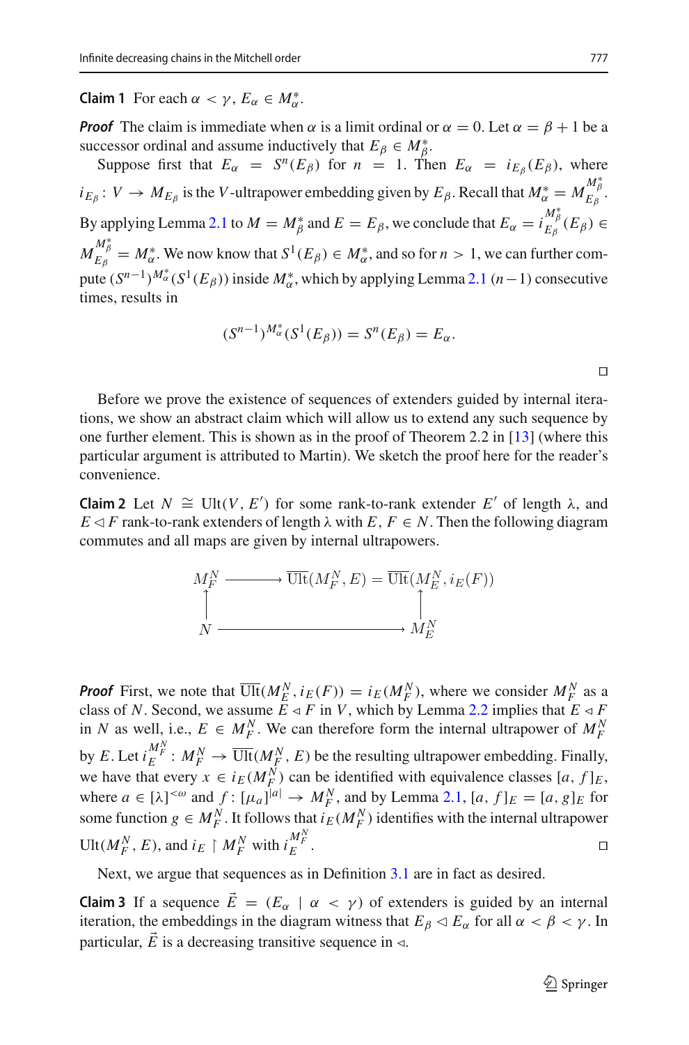**Claim 1** For each $\alpha < \gamma$, $E_\alpha \in M^*_\alpha$.

***Proof*** The claim is immediate when $\alpha$ is a limit ordinal or $\alpha = 0$. Let $\alpha = \beta + 1$ be a successor ordinal and assume inductively that $E_\beta \in M^*_\beta$.

Suppose first that $E_\alpha = S^n(E_\beta)$ for $n = 1$. Then $E_\alpha = i_{E_\beta}(E_\beta)$, where $i_{E_\beta}\colon V \to M_{E_\beta}$ is the $V$-ultrapower embedding given by $E_\beta$. Recall that $M^*_\alpha = M^{M^*_\beta}_{E_\beta}$. By applying Lemma 2.1 to $M = M^*_\beta$ and $E = E_\beta$, we conclude that $E_\alpha = i^{M^*_\beta}_{E_\beta}(E_\beta) \in M^{M^*_\beta}_{E_\beta} = M^*_\alpha$. We now know that $S^1(E_\beta) \in M^*_\alpha$, and so for $n > 1$, we can further compute $(S^{n-1})^{M^*_\alpha}(S^1(E_\beta))$ inside $M^*_\alpha$, which by applying Lemma 2.1 $(n-1)$ consecutive times, results in

$$(S^{n-1})^{M^*_\alpha}(S^1(E_\beta)) = S^n(E_\beta) = E_\alpha.$$

$\square$

Before we prove the existence of sequences of extenders guided by internal iterations, we show an abstract claim which will allow us to extend any such sequence by one further element. This is shown as in the proof of Theorem 2.2 in [13] (where this particular argument is attributed to Martin). We sketch the proof here for the reader's convenience.

**Claim 2** Let $N \cong \mathrm{Ult}(V, E')$ for some rank-to-rank extender $E'$ of length $\lambda$, and $E \lhd F$ rank-to-rank extenders of length $\lambda$ with $E, F \in N$. Then the following diagram commutes and all maps are given by internal ultrapowers.

$$\begin{array}{ccc}
M^N_F & \longrightarrow & \overline{\mathrm{Ult}}(M^N_F, E) = \overline{\mathrm{Ult}}(M^N_E, i_E(F)) \\
\uparrow & & \uparrow \\
N & \longrightarrow & M^N_E
\end{array}$$

***Proof*** First, we note that $\overline{\mathrm{Ult}}(M^N_E, i_E(F)) = i_E(M^N_F)$, where we consider $M^N_F$ as a class of $N$. Second, we assume $E \lhd F$ in $V$, which by Lemma 2.2 implies that $E \lhd F$ in $N$ as well, i.e., $E \in M^N_F$. We can therefore form the internal ultrapower of $M^N_F$ by $E$. Let $i^{M^N_F}_E\colon M^N_F \to \overline{\mathrm{Ult}}(M^N_F, E)$ be the resulting ultrapower embedding. Finally, we have that every $x \in i_E(M^N_F)$ can be identified with equivalence classes $[a, f]_E$, where $a \in [\lambda]^{<\omega}$ and $f\colon [\mu_a]^{|a|} \to M^N_F$, and by Lemma 2.1, $[a, f]_E = [a, g]_E$ for some function $g \in M^N_F$. It follows that $i_E(M^N_F)$ identifies with the internal ultrapower $\mathrm{Ult}(M^N_F, E)$, and $i_E \restriction M^N_F$ with $i^{M^N_F}_E$. $\square$

Next, we argue that sequences as in Definition 3.1 are in fact as desired.

**Claim 3** If a sequence $\vec{E} = (E_\alpha \mid \alpha < \gamma)$ of extenders is guided by an internal iteration, the embeddings in the diagram witness that $E_\beta \lhd E_\alpha$ for all $\alpha < \beta < \gamma$. In particular, $\vec{E}$ is a decreasing transitive sequence in $\lhd$.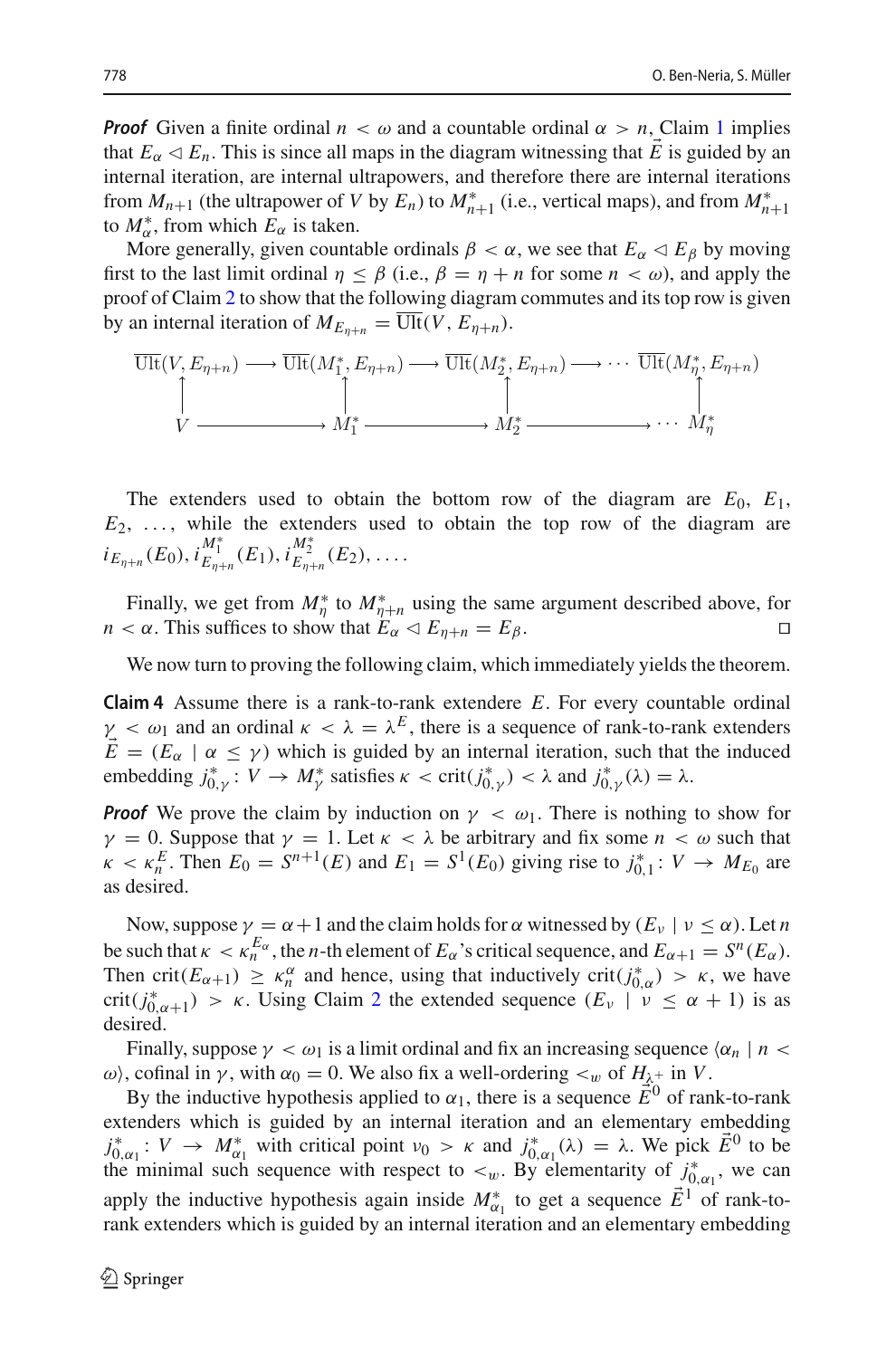***Proof*** Given a finite ordinal $n < \omega$ and a countable ordinal $\alpha > n$, Claim 1 implies that $E_\alpha \lhd E_n$. This is since all maps in the diagram witnessing that $\vec{E}$ is guided by an internal iteration, are internal ultrapowers, and therefore there are internal iterations from $M_{n+1}$ (the ultrapower of $V$ by $E_n$) to $M^*_{n+1}$ (i.e., vertical maps), and from $M^*_{n+1}$ to $M^*_\alpha$, from which $E_\alpha$ is taken.

More generally, given countable ordinals $\beta < \alpha$, we see that $E_\alpha \lhd E_\beta$ by moving first to the last limit ordinal $\eta \leq \beta$ (i.e., $\beta = \eta + n$ for some $n < \omega$), and apply the proof of Claim 2 to show that the following diagram commutes and its top row is given by an internal iteration of $M_{E_{\eta+n}} = \overline{\text{Ult}}(V, E_{\eta+n})$.

$$
\begin{array}{ccccccc}
\overline{\text{Ult}}(V, E_{\eta+n}) & \longrightarrow & \overline{\text{Ult}}(M^*_1, E_{\eta+n}) & \longrightarrow & \overline{\text{Ult}}(M^*_2, E_{\eta+n}) & \longrightarrow \cdots & \overline{\text{Ult}}(M^*_\eta, E_{\eta+n}) \\
\uparrow & & \uparrow & & \uparrow & & \uparrow \\
V & \longrightarrow & M^*_1 & \longrightarrow & M^*_2 & \longrightarrow \cdots & M^*_\eta
\end{array}
$$

The extenders used to obtain the bottom row of the diagram are $E_0$, $E_1$, $E_2$, $\ldots$, while the extenders used to obtain the top row of the diagram are $i_{E_{\eta+n}}(E_0), i^{M^*_1}_{E_{\eta+n}}(E_1), i^{M^*_2}_{E_{\eta+n}}(E_2), \ldots$.

Finally, we get from $M^*_\eta$ to $M^*_{\eta+n}$ using the same argument described above, for $n < \alpha$. This suffices to show that $E_\alpha \lhd E_{\eta+n} = E_\beta$. $\square$

We now turn to proving the following claim, which immediately yields the theorem.

**Claim 4** Assume there is a rank-to-rank extendere $E$. For every countable ordinal $\gamma < \omega_1$ and an ordinal $\kappa < \lambda = \lambda^E$, there is a sequence of rank-to-rank extenders $\vec{E} = (E_\alpha \mid \alpha \leq \gamma)$ which is guided by an internal iteration, such that the induced embedding $j^*_{0,\gamma} \colon V \to M^*_\gamma$ satisfies $\kappa < \text{crit}(j^*_{0,\gamma}) < \lambda$ and $j^*_{0,\gamma}(\lambda) = \lambda$.

***Proof*** We prove the claim by induction on $\gamma < \omega_1$. There is nothing to show for $\gamma = 0$. Suppose that $\gamma = 1$. Let $\kappa < \lambda$ be arbitrary and fix some $n < \omega$ such that $\kappa < \kappa^E_n$. Then $E_0 = S^{n+1}(E)$ and $E_1 = S^1(E_0)$ giving rise to $j^*_{0,1} \colon V \to M_{E_0}$ are as desired.

Now, suppose $\gamma = \alpha + 1$ and the claim holds for $\alpha$ witnessed by $(E_\nu \mid \nu \leq \alpha)$. Let $n$ be such that $\kappa < \kappa^{E_\alpha}_n$, the $n$-th element of $E_\alpha$'s critical sequence, and $E_{\alpha+1} = S^n(E_\alpha)$. Then $\text{crit}(E_{\alpha+1}) \geq \kappa^\alpha_n$ and hence, using that inductively $\text{crit}(j^*_{0,\alpha}) > \kappa$, we have $\text{crit}(j^*_{0,\alpha+1}) > \kappa$. Using Claim 2 the extended sequence $(E_\nu \mid \nu \leq \alpha + 1)$ is as desired.

Finally, suppose $\gamma < \omega_1$ is a limit ordinal and fix an increasing sequence $\langle \alpha_n \mid n < \omega \rangle$, cofinal in $\gamma$, with $\alpha_0 = 0$. We also fix a well-ordering $<_w$ of $H_{\lambda^+}$ in $V$.

By the inductive hypothesis applied to $\alpha_1$, there is a sequence $\vec{E}^0$ of rank-to-rank extenders which is guided by an internal iteration and an elementary embedding $j^*_{0,\alpha_1} \colon V \to M^*_{\alpha_1}$ with critical point $\nu_0 > \kappa$ and $j^*_{0,\alpha_1}(\lambda) = \lambda$. We pick $\vec{E}^0$ to be the minimal such sequence with respect to $<_w$. By elementary of $j^*_{0,\alpha_1}$, we can apply the inductive hypothesis again inside $M^*_{\alpha_1}$ to get a sequence $\vec{E}^1$ of rank-to-rank extenders which is guided by an internal iteration and an elementary embedding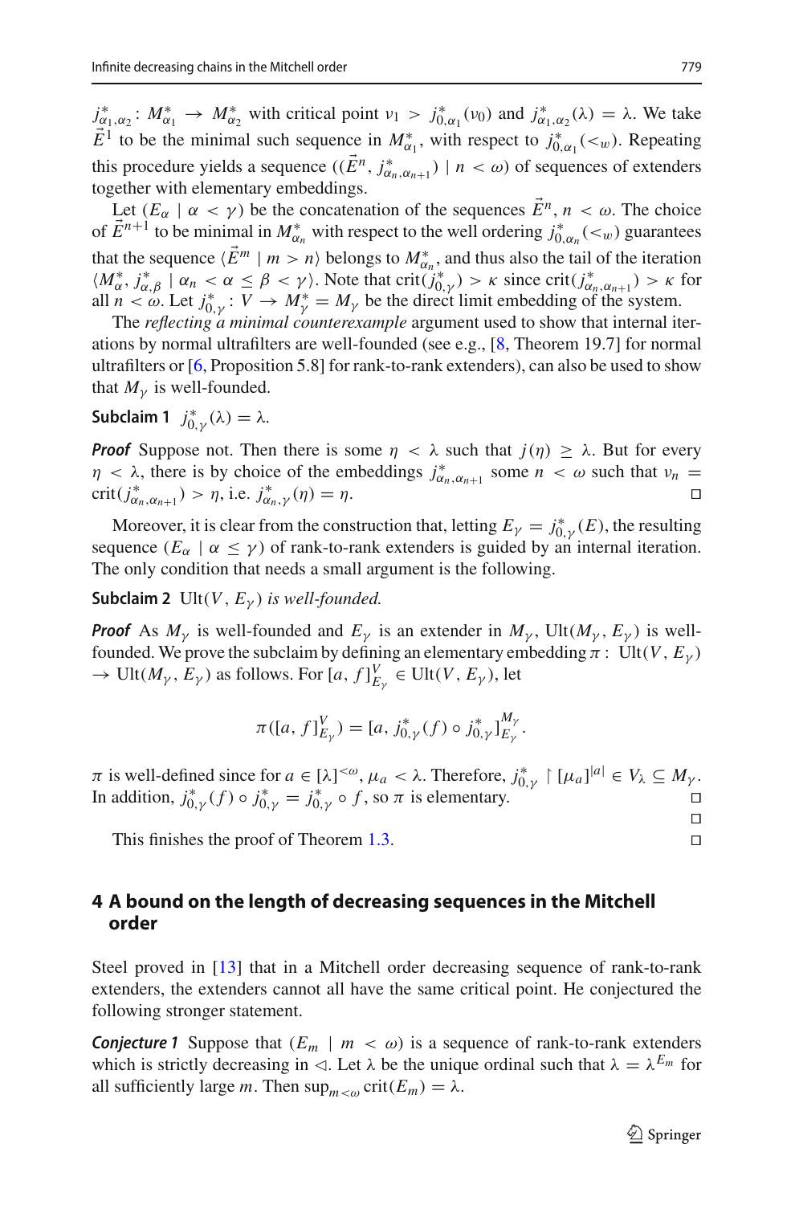$j^*_{\alpha_1,\alpha_2} \colon M^*_{\alpha_1} \to M^*_{\alpha_2}$ with critical point $\nu_1 > j^*_{0,\alpha_1}(\nu_0)$ and $j^*_{\alpha_1,\alpha_2}(\lambda) = \lambda$. We take $\vec{E}^1$ to be the minimal such sequence in $M^*_{\alpha_1}$, with respect to $j^*_{0,\alpha_1}(<_w)$. Repeating this procedure yields a sequence $((\vec{E}^n, j^*_{\alpha_n,\alpha_{n+1}}) \mid n < \omega)$ of sequences of extenders together with elementary embeddings.

Let $(E_\alpha \mid \alpha < \gamma)$ be the concatenation of the sequences $\vec{E}^n$, $n < \omega$. The choice of $\vec{E}^{n+1}$ to be minimal in $M^*_{\alpha_n}$ with respect to the well ordering $j^*_{0,\alpha_n}(<_w)$ guarantees that the sequence $\langle \vec{E}^m \mid m > n\rangle$ belongs to $M^*_{\alpha_n}$, and thus also the tail of the iteration $\langle M^*_\alpha, j^*_{\alpha,\beta} \mid \alpha_n < \alpha \le \beta < \gamma\rangle$. Note that $\operatorname{crit}(j^*_{0,\gamma}) > \kappa$ since $\operatorname{crit}(j^*_{\alpha_n,\alpha_{n+1}}) > \kappa$ for all $n < \omega$. Let $j^*_{0,\gamma} \colon V \to M^*_\gamma = M_\gamma$ be the direct limit embedding of the system.

The *reflecting a minimal counterexample* argument used to show that internal iterations by normal ultrafilters are well-founded (see e.g., [8, Theorem 19.7] for normal ultrafilters or [6, Proposition 5.8] for rank-to-rank extenders), can also be used to show that $M_\gamma$ is well-founded.

**Subclaim 1** $j^*_{0,\gamma}(\lambda) = \lambda$.

***Proof*** Suppose not. Then there is some $\eta < \lambda$ such that $j(\eta) \ge \lambda$. But for every $\eta < \lambda$, there is by choice of the embeddings $j^*_{\alpha_n,\alpha_{n+1}}$ some $n < \omega$ such that $\nu_n = \operatorname{crit}(j^*_{\alpha_n,\alpha_{n+1}}) > \eta$, i.e. $j^*_{\alpha_n,\gamma}(\eta) = \eta$. □

Moreover, it is clear from the construction that, letting $E_\gamma = j^*_{0,\gamma}(E)$, the resulting sequence $(E_\alpha \mid \alpha \le \gamma)$ of rank-to-rank extenders is guided by an internal iteration. The only condition that needs a small argument is the following.

**Subclaim 2** *$\operatorname{Ult}(V, E_\gamma)$ is well-founded.*

***Proof*** As $M_\gamma$ is well-founded and $E_\gamma$ is an extender in $M_\gamma$, $\operatorname{Ult}(M_\gamma, E_\gamma)$ is well-founded. We prove the subclaim by defining an elementary embedding $\pi \colon \operatorname{Ult}(V, E_\gamma) \to \operatorname{Ult}(M_\gamma, E_\gamma)$ as follows. For $[a, f]^V_{E_\gamma} \in \operatorname{Ult}(V, E_\gamma)$, let

$$\pi([a, f]^V_{E_\gamma}) = [a, j^*_{0,\gamma}(f) \circ j^*_{0,\gamma}]^{M_\gamma}_{E_\gamma}.$$

$\pi$ is well-defined since for $a \in [\lambda]^{<\omega}$, $\mu_a < \lambda$. Therefore, $j^*_{0,\gamma} \restriction [\mu_a]^{|a|} \in V_\lambda \subseteq M_\gamma$. In addition, $j^*_{0,\gamma}(f) \circ j^*_{0,\gamma} = j^*_{0,\gamma} \circ f$, so $\pi$ is elementary. □

□

This finishes the proof of Theorem 1.3. □

## 4 A bound on the length of decreasing sequences in the Mitchell order

Steel proved in [13] that in a Mitchell order decreasing sequence of rank-to-rank extenders, the extenders cannot all have the same critical point. He conjectured the following stronger statement.

***Conjecture 1*** Suppose that $(E_m \mid m < \omega)$ is a sequence of rank-to-rank extenders which is strictly decreasing in $\lhd$. Let $\lambda$ be the unique ordinal such that $\lambda = \lambda^{E_m}$ for all sufficiently large $m$. Then $\sup_{m<\omega} \operatorname{crit}(E_m) = \lambda$.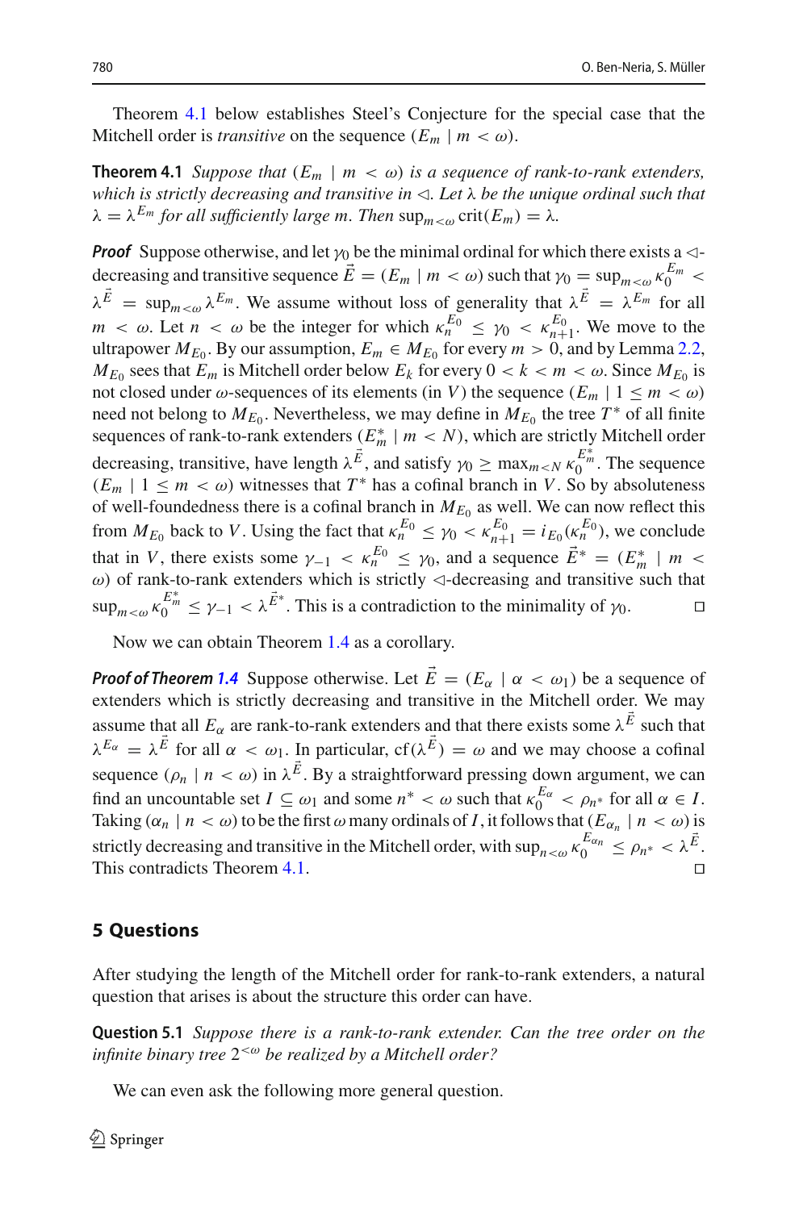Theorem 4.1 below establishes Steel's Conjecture for the special case that the Mitchell order is *transitive* on the sequence $(E_m \mid m < \omega)$.

**Theorem 4.1** *Suppose that $(E_m \mid m < \omega)$ is a sequence of rank-to-rank extenders, which is strictly decreasing and transitive in $\lhd$. Let $\lambda$ be the unique ordinal such that $\lambda = \lambda^{E_m}$ for all sufficiently large $m$. Then $\sup_{m<\omega} \mathrm{crit}(E_m) = \lambda$.*

***Proof*** Suppose otherwise, and let $\gamma_0$ be the minimal ordinal for which there exists a $\lhd$-decreasing and transitive sequence $\vec{E} = (E_m \mid m < \omega)$ such that $\gamma_0 = \sup_{m<\omega} \kappa_0^{E_m} < \lambda^{\vec{E}} = \sup_{m<\omega} \lambda^{E_m}$. We assume without loss of generality that $\lambda^{\vec{E}} = \lambda^{E_m}$ for all $m < \omega$. Let $n < \omega$ be the integer for which $\kappa_n^{E_0} \leq \gamma_0 < \kappa_{n+1}^{E_0}$. We move to the ultrapower $M_{E_0}$. By our assumption, $E_m \in M_{E_0}$ for every $m > 0$, and by Lemma 2.2, $M_{E_0}$ sees that $E_m$ is Mitchell order below $E_k$ for every $0 < k < m < \omega$. Since $M_{E_0}$ is not closed under $\omega$-sequences of its elements (in $V$) the sequence $(E_m \mid 1 \leq m < \omega)$ need not belong to $M_{E_0}$. Nevertheless, we may define in $M_{E_0}$ the tree $T^*$ of all finite sequences of rank-to-rank extenders $(E^*_m \mid m < N)$, which are strictly Mitchell order decreasing, transitive, have length $\lambda^{\vec{E}}$, and satisfy $\gamma_0 \geq \max_{m<N} \kappa_0^{E^*_m}$. The sequence $(E_m \mid 1 \leq m < \omega)$ witnesses that $T^*$ has a cofinal branch in $V$. So by absoluteness of well-foundedness there is a cofinal branch in $M_{E_0}$ as well. We can now reflect this from $M_{E_0}$ back to $V$. Using the fact that $\kappa_n^{E_0} \leq \gamma_0 < \kappa_{n+1}^{E_0} = i_{E_0}(\kappa_n^{E_0})$, we conclude that in $V$, there exists some $\gamma_{-1} < \kappa_n^{E_0} \leq \gamma_0$, and a sequence $\vec{E}^* = (E^*_m \mid m < \omega)$ of rank-to-rank extenders which is strictly $\lhd$-decreasing and transitive such that $\sup_{m<\omega} \kappa_0^{E^*_m} \leq \gamma_{-1} < \lambda^{\vec{E}^*}$. This is a contradiction to the minimality of $\gamma_0$. $\square$

Now we can obtain Theorem 1.4 as a corollary.

***Proof of Theorem 1.4*** Suppose otherwise. Let $\vec{E} = (E_\alpha \mid \alpha < \omega_1)$ be a sequence of extenders which is strictly decreasing and transitive in the Mitchell order. We may assume that all $E_\alpha$ are rank-to-rank extenders and that there exists some $\lambda^{\vec{E}}$ such that $\lambda^{E_\alpha} = \lambda^{\vec{E}}$ for all $\alpha < \omega_1$. In particular, $\mathrm{cf}(\lambda^{\vec{E}}) = \omega$ and we may choose a cofinal sequence $(\rho_n \mid n < \omega)$ in $\lambda^{\vec{E}}$. By a straightforward pressing down argument, we can find an uncountable set $I \subseteq \omega_1$ and some $n^* < \omega$ such that $\kappa_0^{E_\alpha} < \rho_{n^*}$ for all $\alpha \in I$. Taking $(\alpha_n \mid n < \omega)$ to be the first $\omega$ many ordinals of $I$, it follows that $(E_{\alpha_n} \mid n < \omega)$ is strictly decreasing and transitive in the Mitchell order, with $\sup_{n<\omega} \kappa_0^{E_{\alpha_n}} \leq \rho_{n^*} < \lambda^{\vec{E}}$. This contradicts Theorem 4.1. $\square$

## 5 Questions

After studying the length of the Mitchell order for rank-to-rank extenders, a natural question that arises is about the structure this order can have.

**Question 5.1** *Suppose there is a rank-to-rank extender. Can the tree order on the infinite binary tree $2^{<\omega}$ be realized by a Mitchell order?*

We can even ask the following more general question.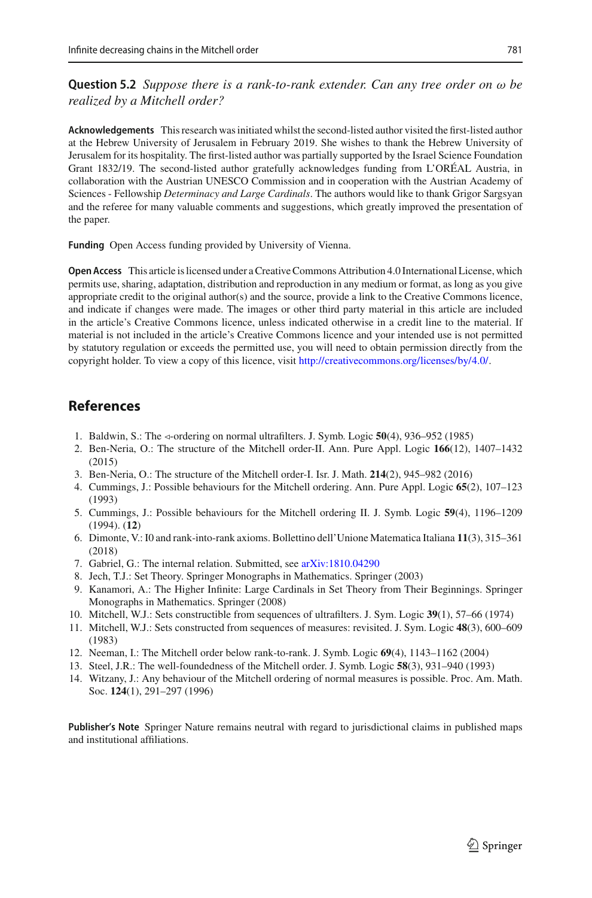**Question 5.2** *Suppose there is a rank-to-rank extender. Can any tree order on $\omega$ be realized by a Mitchell order?*

**Acknowledgements** This research was initiated whilst the second-listed author visited the first-listed author at the Hebrew University of Jerusalem in February 2019. She wishes to thank the Hebrew University of Jerusalem for its hospitality. The first-listed author was partially supported by the Israel Science Foundation Grant 1832/19. The second-listed author gratefully acknowledges funding from L'ORÉAL Austria, in collaboration with the Austrian UNESCO Commission and in cooperation with the Austrian Academy of Sciences - Fellowship *Determinacy and Large Cardinals*. The authors would like to thank Grigor Sargsyan and the referee for many valuable comments and suggestions, which greatly improved the presentation of the paper.

**Funding** Open Access funding provided by University of Vienna.

**Open Access** This article is licensed under a Creative Commons Attribution 4.0 International License, which permits use, sharing, adaptation, distribution and reproduction in any medium or format, as long as you give appropriate credit to the original author(s) and the source, provide a link to the Creative Commons licence, and indicate if changes were made. The images or other third party material in this article are included in the article's Creative Commons licence, unless indicated otherwise in a credit line to the material. If material is not included in the article's Creative Commons licence and your intended use is not permitted by statutory regulation or exceeds the permitted use, you will need to obtain permission directly from the copyright holder. To view a copy of this licence, visit http://creativecommons.org/licenses/by/4.0/.

## References

1. Baldwin, S.: The $\triangleleft$-ordering on normal ultrafilters. J. Symb. Logic **50**(4), 936–952 (1985)
2. Ben-Neria, O.: The structure of the Mitchell order-II. Ann. Pure Appl. Logic **166**(12), 1407–1432 (2015)
3. Ben-Neria, O.: The structure of the Mitchell order-I. Isr. J. Math. **214**(2), 945–982 (2016)
4. Cummings, J.: Possible behaviours for the Mitchell ordering. Ann. Pure Appl. Logic **65**(2), 107–123 (1993)
5. Cummings, J.: Possible behaviours for the Mitchell ordering II. J. Symb. Logic **59**(4), 1196–1209 (1994). (**12**)
6. Dimonte, V.: I0 and rank-into-rank axioms. Bollettino dell'Unione Matematica Italiana **11**(3), 315–361 (2018)
7. Gabriel, G.: The internal relation. Submitted, see arXiv:1810.04290
8. Jech, T.J.: Set Theory. Springer Monographs in Mathematics. Springer (2003)
9. Kanamori, A.: The Higher Infinite: Large Cardinals in Set Theory from Their Beginnings. Springer Monographs in Mathematics. Springer (2008)
10. Mitchell, W.J.: Sets constructible from sequences of ultrafilters. J. Sym. Logic **39**(1), 57–66 (1974)
11. Mitchell, W.J.: Sets constructed from sequences of measures: revisited. J. Sym. Logic **48**(3), 600–609 (1983)
12. Neeman, I.: The Mitchell order below rank-to-rank. J. Symb. Logic **69**(4), 1143–1162 (2004)
13. Steel, J.R.: The well-foundedness of the Mitchell order. J. Symb. Logic **58**(3), 931–940 (1993)
14. Witzany, J.: Any behaviour of the Mitchell ordering of normal measures is possible. Proc. Am. Math. Soc. **124**(1), 291–297 (1996)

**Publisher's Note** Springer Nature remains neutral with regard to jurisdictional claims in published maps and institutional affiliations.